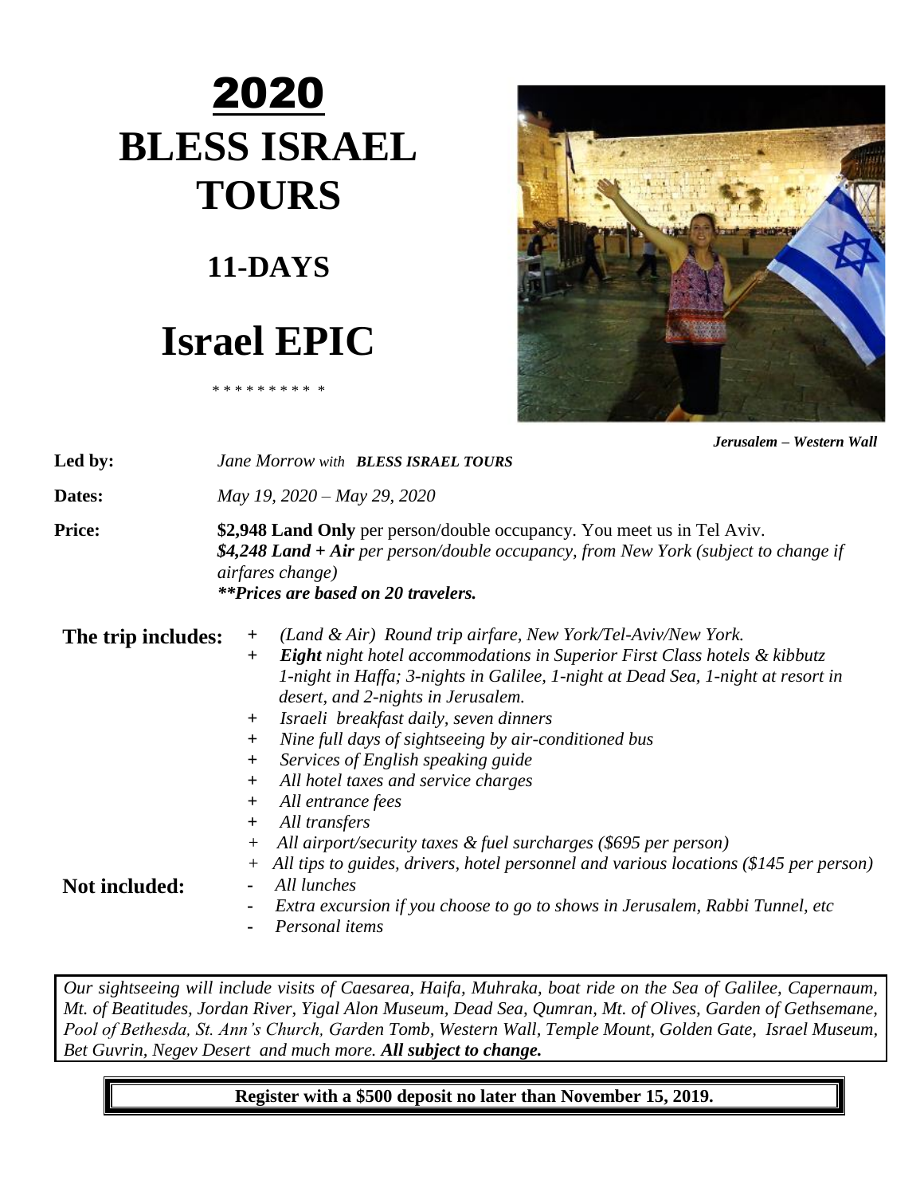# 2020

# BLESS ISRAEL TOURS

## 11-DAYS

# Israel EPIC

\* \* \* \* \* \* \* \* \* \*

*Jerusalem – Western Wall*

**Led by:** *Jane Morrow with* ***BLESS ISRAEL TOURS***

**Dates:** *May 19, 2020 – May 29, 2020*

**Price:** **$2,948 Land Only** per person/double occupancy. You meet us in Tel Aviv.
***$4,248 Land + Air*** *per person/double occupancy, from New York (subject to change if airfares change)*
***\*\*Prices are based on 20 travelers.***

**The trip includes:**

+ *(Land & Air) Round trip airfare, New York/Tel-Aviv/New York.*
+ ***Eight*** *night hotel accommodations in Superior First Class hotels & kibbutz 1-night in Haffa; 3-nights in Galilee, 1-night at Dead Sea, 1-night at resort in desert, and 2-nights in Jerusalem.*
+ *Israeli breakfast daily, seven dinners*
+ *Nine full days of sightseeing by air-conditioned bus*
+ *Services of English speaking guide*
+ *All hotel taxes and service charges*
+ *All entrance fees*
+ *All transfers*
+ *All airport/security taxes & fuel surcharges ($695 per person)*
+ *All tips to guides, drivers, hotel personnel and various locations ($145 per person)*

**Not included:**

- *All lunches*
- *Extra excursion if you choose to go to shows in Jerusalem, Rabbi Tunnel, etc*
- *Personal items*

*Our sightseeing will include visits of Caesarea, Haifa, Muhraka, boat ride on the Sea of Galilee, Capernaum, Mt. of Beatitudes, Jordan River, Yigal Alon Museum, Dead Sea, Qumran, Mt. of Olives, Garden of Gethsemane, Pool of Bethesda, St. Ann's Church, Garden Tomb, Western Wall, Temple Mount, Golden Gate, Israel Museum, Bet Guvrin, Negev Desert and much more.* ***All subject to change.***

**Register with a $500 deposit no later than November 15, 2019.**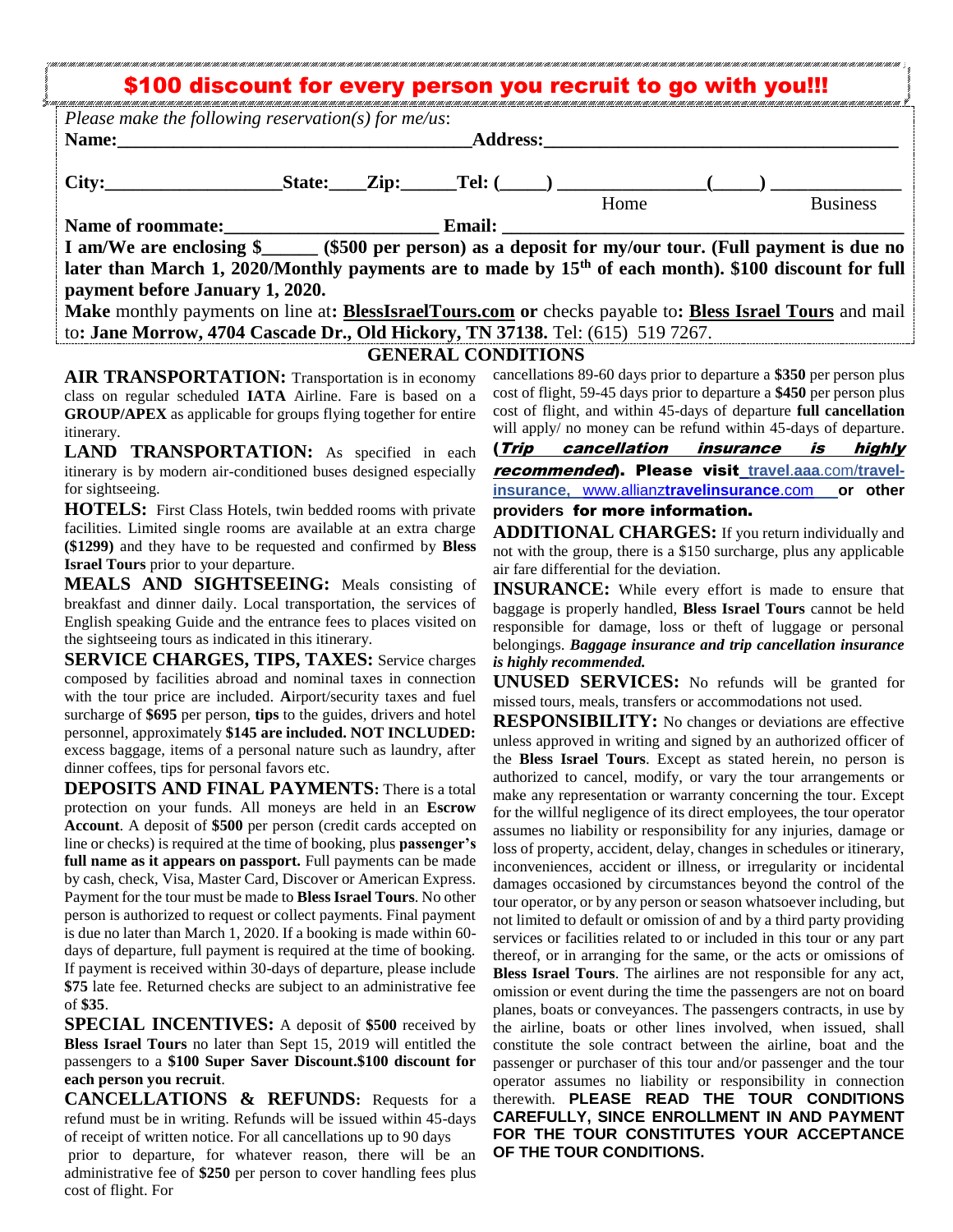## $100 discount for every person you recruit to go with you!!!

*Please make the following reservation(s) for me/us*:

**Name:**______________________________________ **Address:**_______________________________________

**City:**__________________ **State:**____ **Zip:**______ **Tel: (**_____**)** _______________ **(**_____**)** _____________

Home Business

**Name of roommate:**______________________ **Email:** ___________________________________________

**I am/We are enclosing $**______ **($500 per person) as a deposit for my/our tour. (Full payment is due no later than March 1, 2020/Monthly payments are to made by 15th of each month). $100 discount for full payment before January 1, 2020.**

**Make** monthly payments on line at**: BlessIsraelTours.com or** checks payable to**: Bless Israel Tours** and mail to**: Jane Morrow, 4704 Cascade Dr., Old Hickory, TN 37138.** Tel: (615) 519 7267.

## GENERAL CONDITIONS

**AIR TRANSPORTATION:** Transportation is in economy class on regular scheduled **IATA** Airline. Fare is based on a **GROUP/APEX** as applicable for groups flying together for entire itinerary.

**LAND TRANSPORTATION:** As specified in each itinerary is by modern air-conditioned buses designed especially for sightseeing.

**HOTELS:** First Class Hotels, twin bedded rooms with private facilities. Limited single rooms are available at an extra charge **($1299)** and they have to be requested and confirmed by **Bless Israel Tours** prior to your departure.

**MEALS AND SIGHTSEEING:** Meals consisting of breakfast and dinner daily. Local transportation, the services of English speaking Guide and the entrance fees to places visited on the sightseeing tours as indicated in this itinerary.

**SERVICE CHARGES, TIPS, TAXES:** Service charges composed by facilities abroad and nominal taxes in connection with the tour price are included. **A**irport/security taxes and fuel surcharge of **$695** per person, **tips** to the guides, drivers and hotel personnel, approximately **$145 are included. NOT INCLUDED:** excess baggage, items of a personal nature such as laundry, after dinner coffees, tips for personal favors etc.

**DEPOSITS AND FINAL PAYMENTS:** There is a total protection on your funds. All moneys are held in an **Escrow Account**. A deposit of **$500** per person (credit cards accepted on line or checks) is required at the time of booking, plus **passenger's full name as it appears on passport.** Full payments can be made by cash, check, Visa, Master Card, Discover or American Express. Payment for the tour must be made to **Bless Israel Tours**. No other person is authorized to request or collect payments. Final payment is due no later than March 1, 2020. If a booking is made within 60-days of departure, full payment is required at the time of booking. If payment is received within 30-days of departure, please include **$75** late fee. Returned checks are subject to an administrative fee of **$35**.

**SPECIAL INCENTIVES:** A deposit of **$500** received by **Bless Israel Tours** no later than Sept 15, 2019 will entitled the passengers to a **$100 Super Saver Discount.$100 discount for each person you recruit**.

**CANCELLATIONS & REFUNDS:** Requests for a refund must be in writing. Refunds will be issued within 45-days of receipt of written notice. For all cancellations up to 90 days prior to departure, for whatever reason, there will be an administrative fee of **$250** per person to cover handling fees plus cost of flight. For cancellations 89-60 days prior to departure a **$350** per person plus cost of flight, 59-45 days prior to departure a **$450** per person plus cost of flight, and within 45-days of departure **full cancellation** will apply/ no money can be refund within 45-days of departure. **(*Trip cancellation insurance is highly recommended*). Please visit** travel.aaa.com/travel-insurance, www.allianztravelinsurance.com **or other providers for more information.**

**ADDITIONAL CHARGES:** If you return individually and not with the group, there is a $150 surcharge, plus any applicable air fare differential for the deviation.

**INSURANCE:** While every effort is made to ensure that baggage is properly handled, **Bless Israel Tours** cannot be held responsible for damage, loss or theft of luggage or personal belongings. ***Baggage insurance and trip cancellation insurance is highly recommended.***

**UNUSED SERVICES:** No refunds will be granted for missed tours, meals, transfers or accommodations not used.

**RESPONSIBILITY:** No changes or deviations are effective unless approved in writing and signed by an authorized officer of the **Bless Israel Tours**. Except as stated herein, no person is authorized to cancel, modify, or vary the tour arrangements or make any representation or warranty concerning the tour. Except for the willful negligence of its direct employees, the tour operator assumes no liability or responsibility for any injuries, damage or loss of property, accident, delay, changes in schedules or itinerary, inconveniences, accident or illness, or irregularity or incidental damages occasioned by circumstances beyond the control of the tour operator, or by any person or season whatsoever including, but not limited to default or omission of and by a third party providing services or facilities related to or included in this tour or any part thereof, or in arranging for the same, or the acts or omissions of **Bless Israel Tours**. The airlines are not responsible for any act, omission or event during the time the passengers are not on board planes, boats or conveyances. The passengers contracts, in use by the airline, boats or other lines involved, when issued, shall constitute the sole contract between the airline, boat and the passenger or purchaser of this tour and/or passenger and the tour operator assumes no liability or responsibility in connection therewith. **PLEASE READ THE TOUR CONDITIONS CAREFULLY, SINCE ENROLLMENT IN AND PAYMENT FOR THE TOUR CONSTITUTES YOUR ACCEPTANCE OF THE TOUR CONDITIONS.**